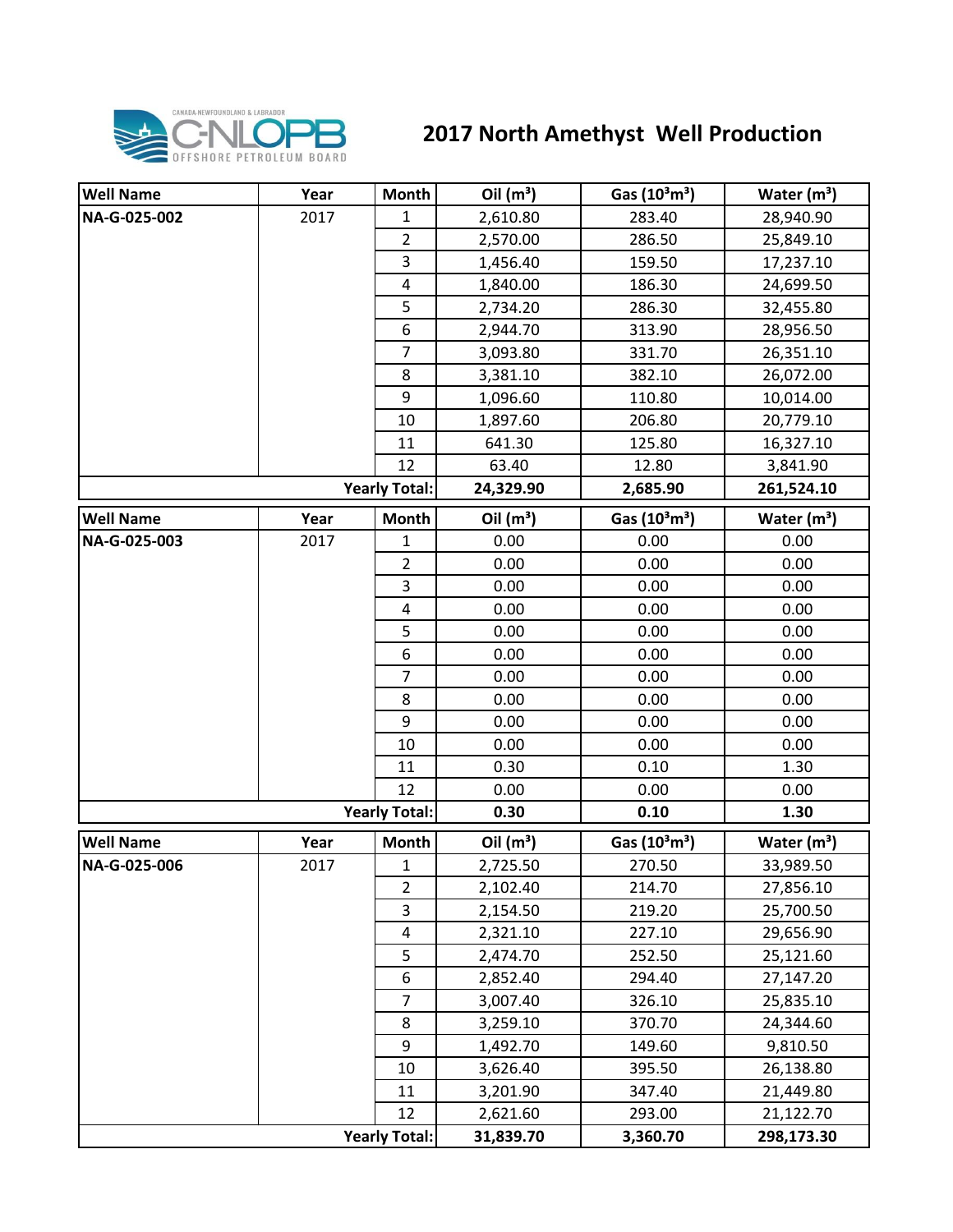# 2017 North Amethyst Well Production

| Well Name | Year | Month | Oil ($m^3$) | Gas ($10^3m^3$) | Water ($m^3$) |
|---|---|---|---|---|---|
| NA-G-025-002 | 2017 | 1 | 2,610.80 | 283.40 | 28,940.90 |
| | | 2 | 2,570.00 | 286.50 | 25,849.10 |
| | | 3 | 1,456.40 | 159.50 | 17,237.10 |
| | | 4 | 1,840.00 | 186.30 | 24,699.50 |
| | | 5 | 2,734.20 | 286.30 | 32,455.80 |
| | | 6 | 2,944.70 | 313.90 | 28,956.50 |
| | | 7 | 3,093.80 | 331.70 | 26,351.10 |
| | | 8 | 3,381.10 | 382.10 | 26,072.00 |
| | | 9 | 1,096.60 | 110.80 | 10,014.00 |
| | | 10 | 1,897.60 | 206.80 | 20,779.10 |
| | | 11 | 641.30 | 125.80 | 16,327.10 |
| | | 12 | 63.40 | 12.80 | 3,841.90 |
| | | **Yearly Total:** | **24,329.90** | **2,685.90** | **261,524.10** |

| Well Name | Year | Month | Oil ($m^3$) | Gas ($10^3m^3$) | Water ($m^3$) |
|---|---|---|---|---|---|
| NA-G-025-003 | 2017 | 1 | 0.00 | 0.00 | 0.00 |
| | | 2 | 0.00 | 0.00 | 0.00 |
| | | 3 | 0.00 | 0.00 | 0.00 |
| | | 4 | 0.00 | 0.00 | 0.00 |
| | | 5 | 0.00 | 0.00 | 0.00 |
| | | 6 | 0.00 | 0.00 | 0.00 |
| | | 7 | 0.00 | 0.00 | 0.00 |
| | | 8 | 0.00 | 0.00 | 0.00 |
| | | 9 | 0.00 | 0.00 | 0.00 |
| | | 10 | 0.00 | 0.00 | 0.00 |
| | | 11 | 0.30 | 0.10 | 1.30 |
| | | 12 | 0.00 | 0.00 | 0.00 |
| | | **Yearly Total:** | **0.30** | **0.10** | **1.30** |

| Well Name | Year | Month | Oil ($m^3$) | Gas ($10^3m^3$) | Water ($m^3$) |
|---|---|---|---|---|---|
| NA-G-025-006 | 2017 | 1 | 2,725.50 | 270.50 | 33,989.50 |
| | | 2 | 2,102.40 | 214.70 | 27,856.10 |
| | | 3 | 2,154.50 | 219.20 | 25,700.50 |
| | | 4 | 2,321.10 | 227.10 | 29,656.90 |
| | | 5 | 2,474.70 | 252.50 | 25,121.60 |
| | | 6 | 2,852.40 | 294.40 | 27,147.20 |
| | | 7 | 3,007.40 | 326.10 | 25,835.10 |
| | | 8 | 3,259.10 | 370.70 | 24,344.60 |
| | | 9 | 1,492.70 | 149.60 | 9,810.50 |
| | | 10 | 3,626.40 | 395.50 | 26,138.80 |
| | | 11 | 3,201.90 | 347.40 | 21,449.80 |
| | | 12 | 2,621.60 | 293.00 | 21,122.70 |
| | | **Yearly Total:** | **31,839.70** | **3,360.70** | **298,173.30** |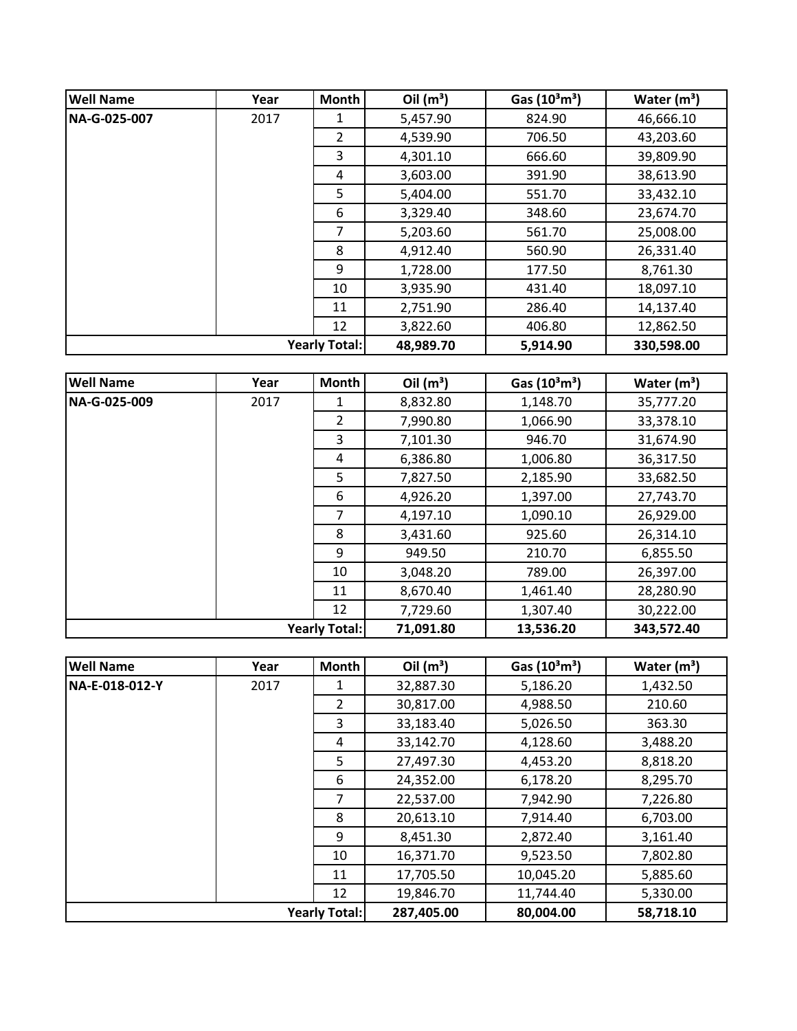| Well Name | Year | Month | Oil ($m^3$) | Gas ($10^3m^3$) | Water ($m^3$) |
|---|---|---|---|---|---|
| NA-G-025-007 | 2017 | 1 | 5,457.90 | 824.90 | 46,666.10 |
| | | 2 | 4,539.90 | 706.50 | 43,203.60 |
| | | 3 | 4,301.10 | 666.60 | 39,809.90 |
| | | 4 | 3,603.00 | 391.90 | 38,613.90 |
| | | 5 | 5,404.00 | 551.70 | 33,432.10 |
| | | 6 | 3,329.40 | 348.60 | 23,674.70 |
| | | 7 | 5,203.60 | 561.70 | 25,008.00 |
| | | 8 | 4,912.40 | 560.90 | 26,331.40 |
| | | 9 | 1,728.00 | 177.50 | 8,761.30 |
| | | 10 | 3,935.90 | 431.40 | 18,097.10 |
| | | 11 | 2,751.90 | 286.40 | 14,137.40 |
| | | 12 | 3,822.60 | 406.80 | 12,862.50 |
| | | **Yearly Total:** | **48,989.70** | **5,914.90** | **330,598.00** |

| Well Name | Year | Month | Oil ($m^3$) | Gas ($10^3m^3$) | Water ($m^3$) |
|---|---|---|---|---|---|
| NA-G-025-009 | 2017 | 1 | 8,832.80 | 1,148.70 | 35,777.20 |
| | | 2 | 7,990.80 | 1,066.90 | 33,378.10 |
| | | 3 | 7,101.30 | 946.70 | 31,674.90 |
| | | 4 | 6,386.80 | 1,006.80 | 36,317.50 |
| | | 5 | 7,827.50 | 2,185.90 | 33,682.50 |
| | | 6 | 4,926.20 | 1,397.00 | 27,743.70 |
| | | 7 | 4,197.10 | 1,090.10 | 26,929.00 |
| | | 8 | 3,431.60 | 925.60 | 26,314.10 |
| | | 9 | 949.50 | 210.70 | 6,855.50 |
| | | 10 | 3,048.20 | 789.00 | 26,397.00 |
| | | 11 | 8,670.40 | 1,461.40 | 28,280.90 |
| | | 12 | 7,729.60 | 1,307.40 | 30,222.00 |
| | | **Yearly Total:** | **71,091.80** | **13,536.20** | **343,572.40** |

| Well Name | Year | Month | Oil ($m^3$) | Gas ($10^3m^3$) | Water ($m^3$) |
|---|---|---|---|---|---|
| NA-E-018-012-Y | 2017 | 1 | 32,887.30 | 5,186.20 | 1,432.50 |
| | | 2 | 30,817.00 | 4,988.50 | 210.60 |
| | | 3 | 33,183.40 | 5,026.50 | 363.30 |
| | | 4 | 33,142.70 | 4,128.60 | 3,488.20 |
| | | 5 | 27,497.30 | 4,453.20 | 8,818.20 |
| | | 6 | 24,352.00 | 6,178.20 | 8,295.70 |
| | | 7 | 22,537.00 | 7,942.90 | 7,226.80 |
| | | 8 | 20,613.10 | 7,914.40 | 6,703.00 |
| | | 9 | 8,451.30 | 2,872.40 | 3,161.40 |
| | | 10 | 16,371.70 | 9,523.50 | 7,802.80 |
| | | 11 | 17,705.50 | 10,045.20 | 5,885.60 |
| | | 12 | 19,846.70 | 11,744.40 | 5,330.00 |
| | | **Yearly Total:** | **287,405.00** | **80,004.00** | **58,718.10** |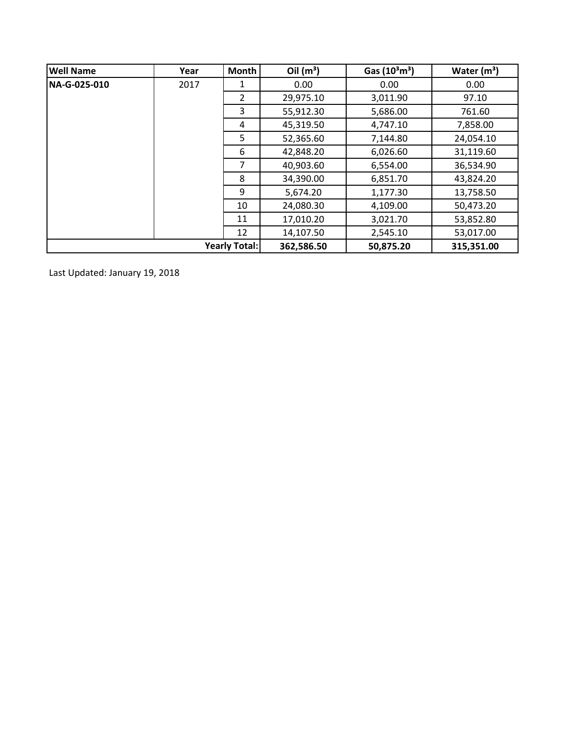| Well Name | Year | Month | Oil ($m^3$) | Gas ($10^3 m^3$) | Water ($m^3$) |
|---|---|---|---|---|---|
| **NA-G-025-010** | 2017 | 1 | 0.00 | 0.00 | 0.00 |
| | | 2 | 29,975.10 | 3,011.90 | 97.10 |
| | | 3 | 55,912.30 | 5,686.00 | 761.60 |
| | | 4 | 45,319.50 | 4,747.10 | 7,858.00 |
| | | 5 | 52,365.60 | 7,144.80 | 24,054.10 |
| | | 6 | 42,848.20 | 6,026.60 | 31,119.60 |
| | | 7 | 40,903.60 | 6,554.00 | 36,534.90 |
| | | 8 | 34,390.00 | 6,851.70 | 43,824.20 |
| | | 9 | 5,674.20 | 1,177.30 | 13,758.50 |
| | | 10 | 24,080.30 | 4,109.00 | 50,473.20 |
| | | 11 | 17,010.20 | 3,021.70 | 53,852.80 |
| | | 12 | 14,107.50 | 2,545.10 | 53,017.00 |
| | | **Yearly Total:** | **362,586.50** | **50,875.20** | **315,351.00** |

Last Updated: January 19, 2018